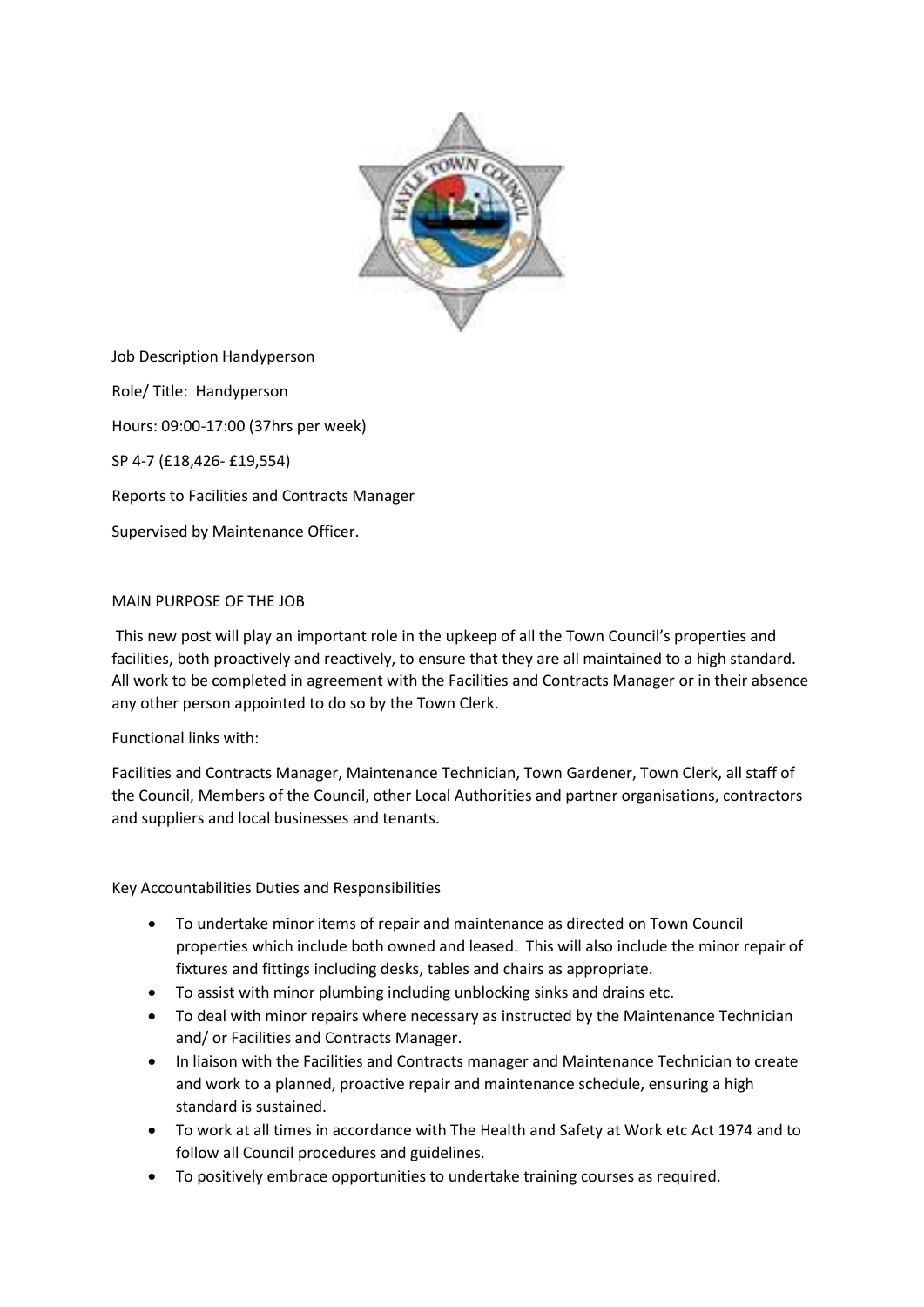Job Description Handyperson

Role/ Title: Handyperson

Hours: 09:00-17:00 (37hrs per week)

SP 4-7 (£18,426- £19,554)

Reports to Facilities and Contracts Manager

Supervised by Maintenance Officer.

## MAIN PURPOSE OF THE JOB

This new post will play an important role in the upkeep of all the Town Council's properties and facilities, both proactively and reactively, to ensure that they are all maintained to a high standard. All work to be completed in agreement with the Facilities and Contracts Manager or in their absence any other person appointed to do so by the Town Clerk.

Functional links with:

Facilities and Contracts Manager, Maintenance Technician, Town Gardener, Town Clerk, all staff of the Council, Members of the Council, other Local Authorities and partner organisations, contractors and suppliers and local businesses and tenants.

## Key Accountabilities Duties and Responsibilities

- To undertake minor items of repair and maintenance as directed on Town Council properties which include both owned and leased. This will also include the minor repair of fixtures and fittings including desks, tables and chairs as appropriate.
- To assist with minor plumbing including unblocking sinks and drains etc.
- To deal with minor repairs where necessary as instructed by the Maintenance Technician and/ or Facilities and Contracts Manager.
- In liaison with the Facilities and Contracts manager and Maintenance Technician to create and work to a planned, proactive repair and maintenance schedule, ensuring a high standard is sustained.
- To work at all times in accordance with The Health and Safety at Work etc Act 1974 and to follow all Council procedures and guidelines.
- To positively embrace opportunities to undertake training courses as required.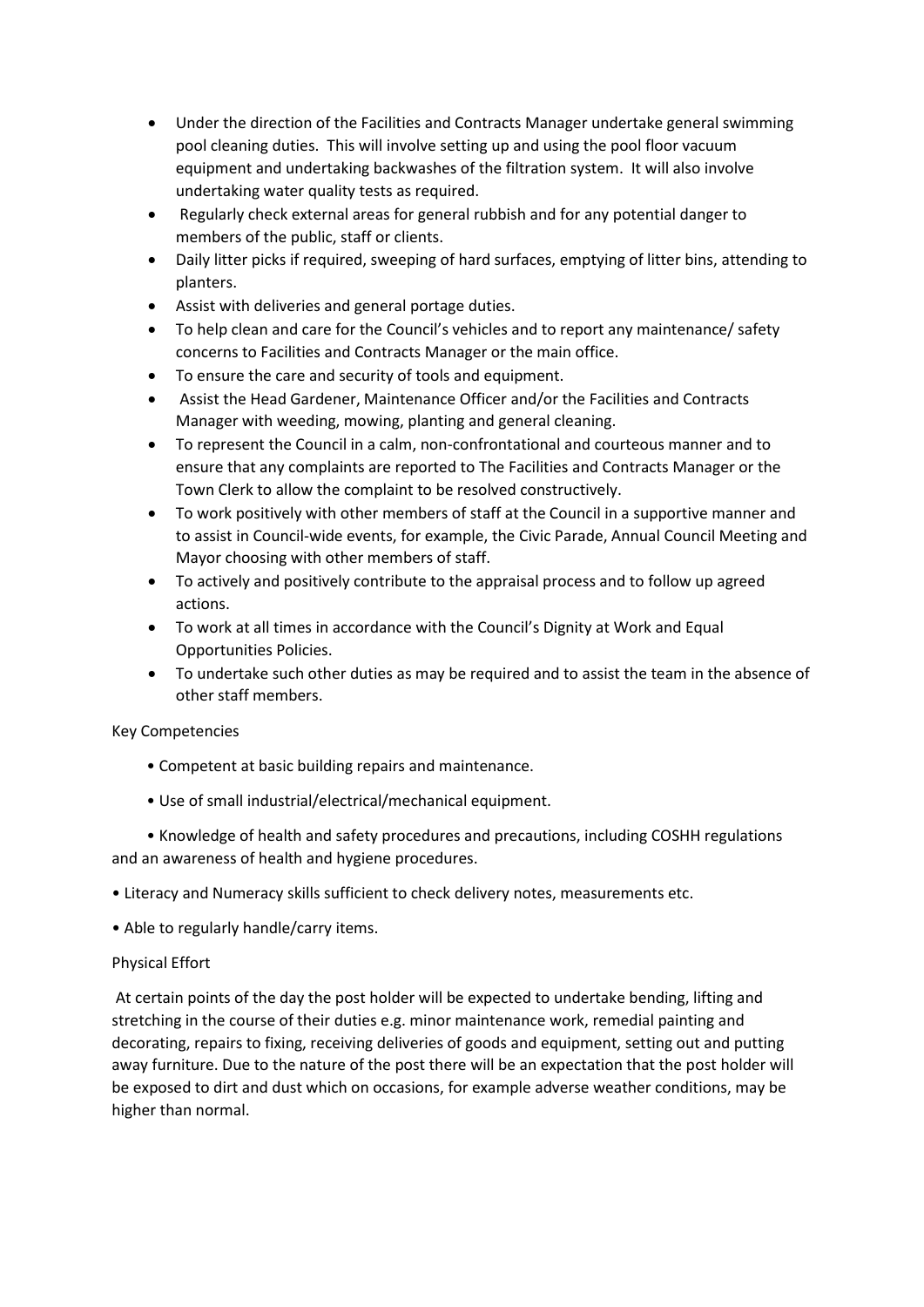- Under the direction of the Facilities and Contracts Manager undertake general swimming pool cleaning duties. This will involve setting up and using the pool floor vacuum equipment and undertaking backwashes of the filtration system. It will also involve undertaking water quality tests as required.
- Regularly check external areas for general rubbish and for any potential danger to members of the public, staff or clients.
- Daily litter picks if required, sweeping of hard surfaces, emptying of litter bins, attending to planters.
- Assist with deliveries and general portage duties.
- To help clean and care for the Council's vehicles and to report any maintenance/ safety concerns to Facilities and Contracts Manager or the main office.
- To ensure the care and security of tools and equipment.
- Assist the Head Gardener, Maintenance Officer and/or the Facilities and Contracts Manager with weeding, mowing, planting and general cleaning.
- To represent the Council in a calm, non-confrontational and courteous manner and to ensure that any complaints are reported to The Facilities and Contracts Manager or the Town Clerk to allow the complaint to be resolved constructively.
- To work positively with other members of staff at the Council in a supportive manner and to assist in Council-wide events, for example, the Civic Parade, Annual Council Meeting and Mayor choosing with other members of staff.
- To actively and positively contribute to the appraisal process and to follow up agreed actions.
- To work at all times in accordance with the Council's Dignity at Work and Equal Opportunities Policies.
- To undertake such other duties as may be required and to assist the team in the absence of other staff members.

Key Competencies

- Competent at basic building repairs and maintenance.
- Use of small industrial/electrical/mechanical equipment.
- Knowledge of health and safety procedures and precautions, including COSHH regulations and an awareness of health and hygiene procedures.
- Literacy and Numeracy skills sufficient to check delivery notes, measurements etc.
- Able to regularly handle/carry items.

Physical Effort

At certain points of the day the post holder will be expected to undertake bending, lifting and stretching in the course of their duties e.g. minor maintenance work, remedial painting and decorating, repairs to fixing, receiving deliveries of goods and equipment, setting out and putting away furniture. Due to the nature of the post there will be an expectation that the post holder will be exposed to dirt and dust which on occasions, for example adverse weather conditions, may be higher than normal.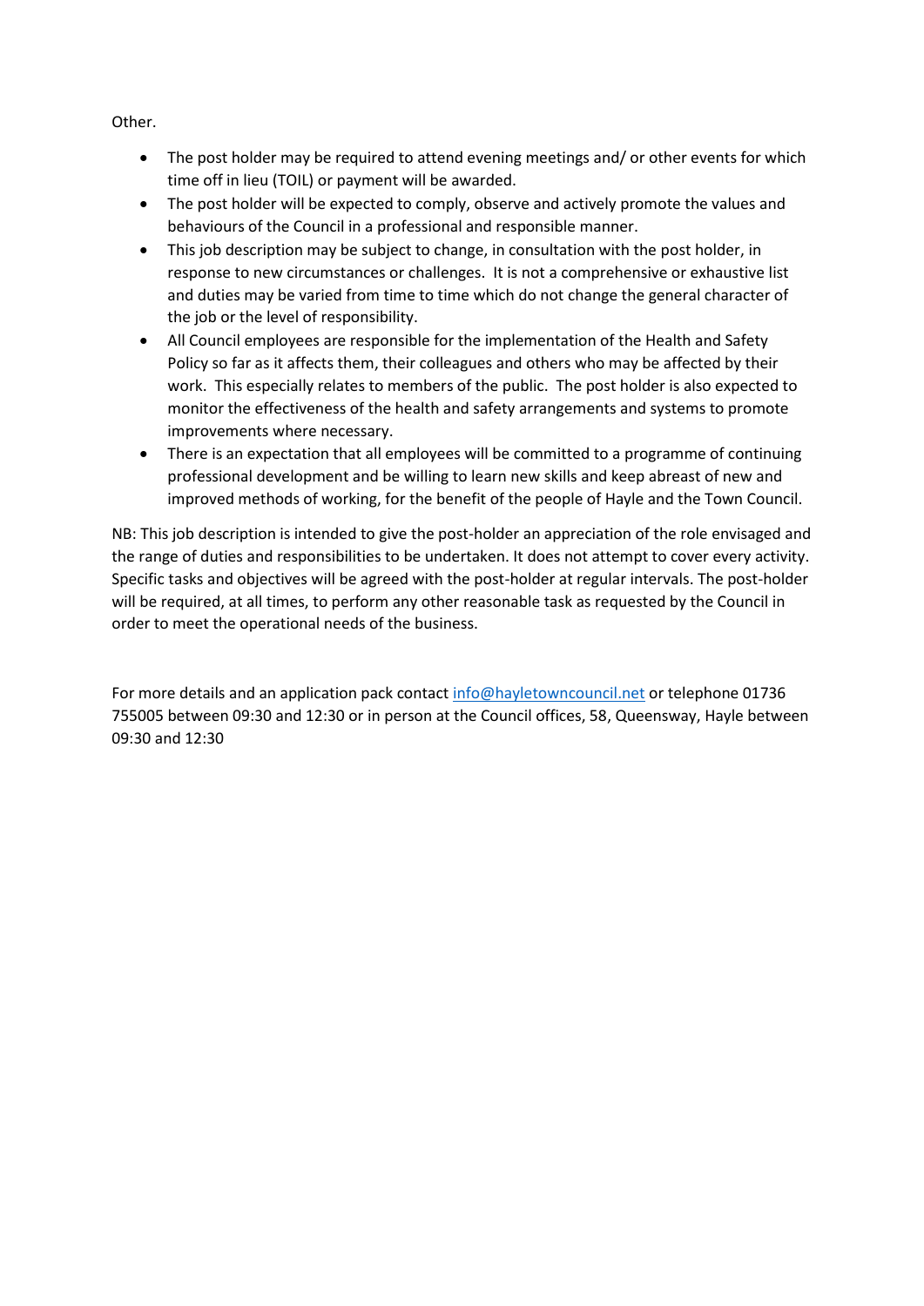Other.

- The post holder may be required to attend evening meetings and/ or other events for which time off in lieu (TOIL) or payment will be awarded.
- The post holder will be expected to comply, observe and actively promote the values and behaviours of the Council in a professional and responsible manner.
- This job description may be subject to change, in consultation with the post holder, in response to new circumstances or challenges. It is not a comprehensive or exhaustive list and duties may be varied from time to time which do not change the general character of the job or the level of responsibility.
- All Council employees are responsible for the implementation of the Health and Safety Policy so far as it affects them, their colleagues and others who may be affected by their work. This especially relates to members of the public. The post holder is also expected to monitor the effectiveness of the health and safety arrangements and systems to promote improvements where necessary.
- There is an expectation that all employees will be committed to a programme of continuing professional development and be willing to learn new skills and keep abreast of new and improved methods of working, for the benefit of the people of Hayle and the Town Council.

NB: This job description is intended to give the post-holder an appreciation of the role envisaged and the range of duties and responsibilities to be undertaken. It does not attempt to cover every activity. Specific tasks and objectives will be agreed with the post-holder at regular intervals. The post-holder will be required, at all times, to perform any other reasonable task as requested by the Council in order to meet the operational needs of the business.

For more details and an application pack contact [info@hayletowncouncil.net](mailto:info@hayletowncouncil.net) or telephone 01736 755005 between 09:30 and 12:30 or in person at the Council offices, 58, Queensway, Hayle between 09:30 and 12:30